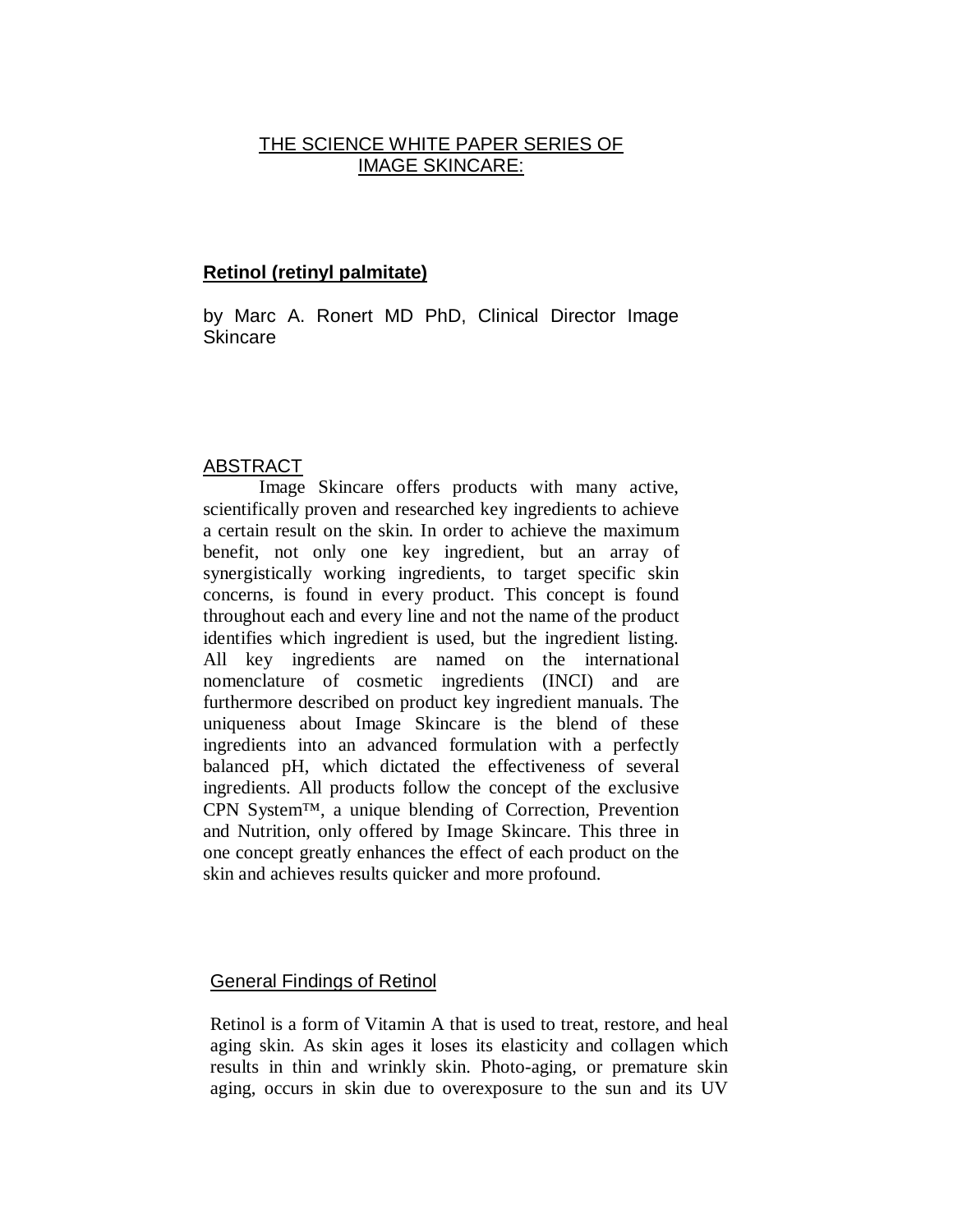# THE SCIENCE WHITE PAPER SERIES OF IMAGE SKINCARE:

## Retinol (retinyl palmitate)

by Marc A. Ronert MD PhD, Clinical Director Image Skincare

## ABSTRACT

Image Skincare offers products with many active, scientifically proven and researched key ingredients to achieve a certain result on the skin. In order to achieve the maximum benefit, not only one key ingredient, but an array of synergistically working ingredients, to target specific skin concerns, is found in every product. This concept is found throughout each and every line and not the name of the product identifies which ingredient is used, but the ingredient listing. All key ingredients are named on the international nomenclature of cosmetic ingredients (INCI) and are furthermore described on product key ingredient manuals. The uniqueness about Image Skincare is the blend of these ingredients into an advanced formulation with a perfectly balanced pH, which dictated the effectiveness of several ingredients. All products follow the concept of the exclusive CPN System™, a unique blending of Correction, Prevention and Nutrition, only offered by Image Skincare. This three in one concept greatly enhances the effect of each product on the skin and achieves results quicker and more profound.

## General Findings of Retinol

Retinol is a form of Vitamin A that is used to treat, restore, and heal aging skin. As skin ages it loses its elasticity and collagen which results in thin and wrinkly skin. Photo-aging, or premature skin aging, occurs in skin due to overexposure to the sun and its UV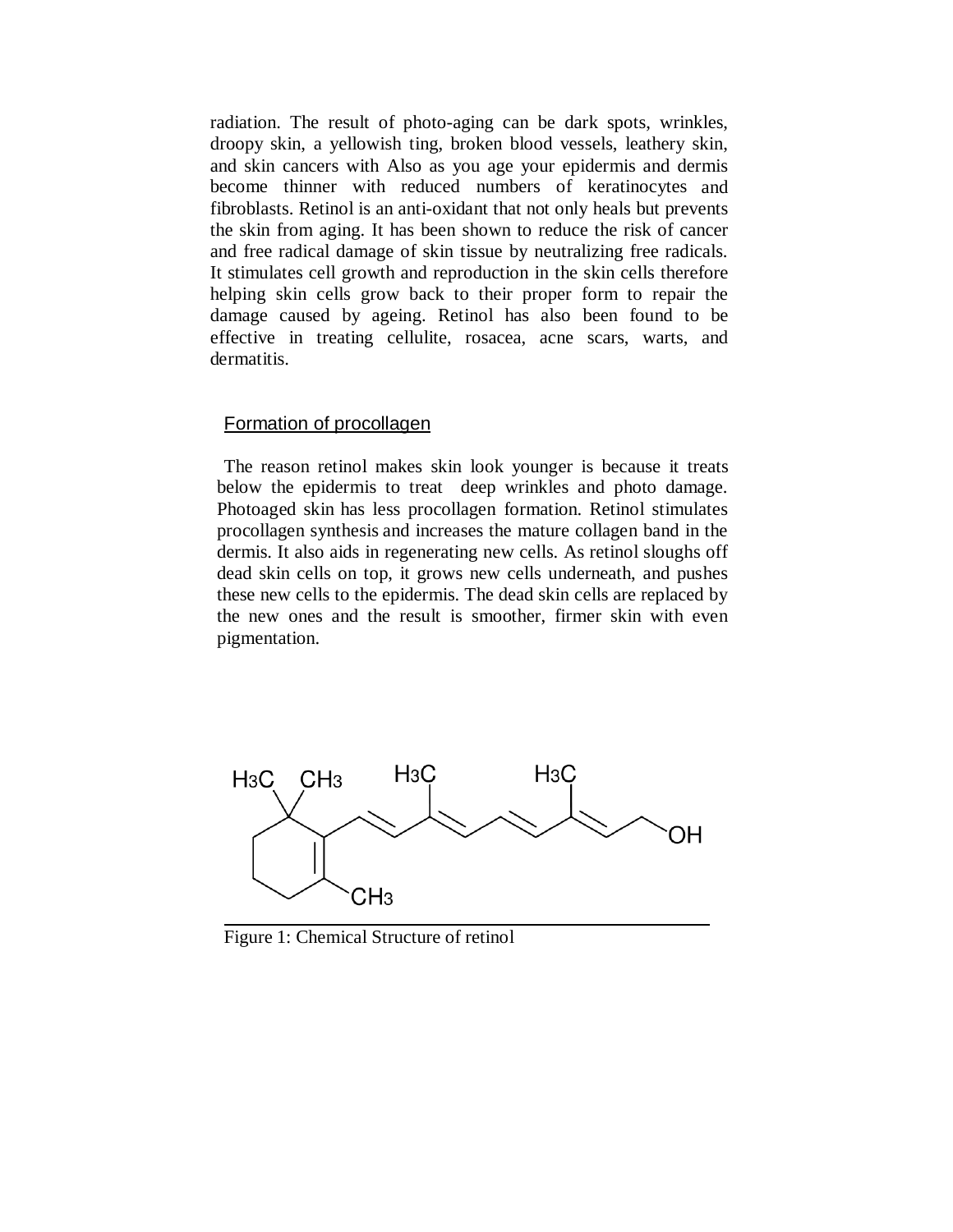radiation. The result of photo-aging can be dark spots, wrinkles, droopy skin, a yellowish ting, broken blood vessels, leathery skin, and skin cancers with Also as you age your epidermis and dermis become thinner with reduced numbers of keratinocytes and fibroblasts. Retinol is an anti-oxidant that not only heals but prevents the skin from aging. It has been shown to reduce the risk of cancer and free radical damage of skin tissue by neutralizing free radicals. It stimulates cell growth and reproduction in the skin cells therefore helping skin cells grow back to their proper form to repair the damage caused by ageing. Retinol has also been found to be effective in treating cellulite, rosacea, acne scars, warts, and dermatitis.

## Formation of procollagen

The reason retinol makes skin look younger is because it treats below the epidermis to treat deep wrinkles and photo damage. Photoaged skin has less procollagen formation. Retinol stimulates procollagen synthesis and increases the mature collagen band in the dermis. It also aids in regenerating new cells. As retinol sloughs off dead skin cells on top, it grows new cells underneath, and pushes these new cells to the epidermis. The dead skin cells are replaced by the new ones and the result is smoother, firmer skin with even pigmentation.

Figure 1: Chemical Structure of retinol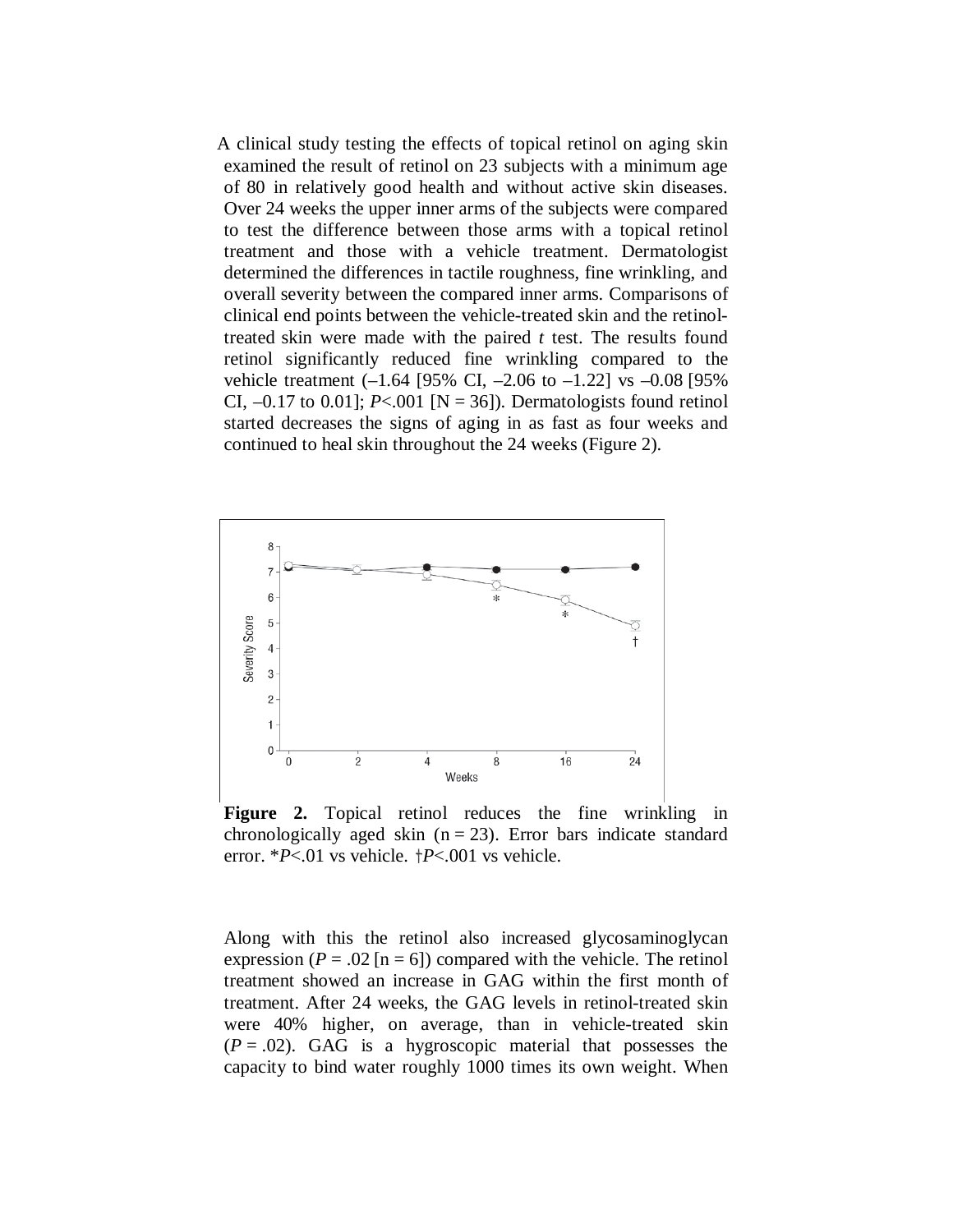A clinical study testing the effects of topical retinol on aging skin examined the result of retinol on 23 subjects with a minimum age of 80 in relatively good health and without active skin diseases. Over 24 weeks the upper inner arms of the subjects were compared to test the difference between those arms with a topical retinol treatment and those with a vehicle treatment. Dermatologist determined the differences in tactile roughness, fine wrinkling, and overall severity between the compared inner arms. Comparisons of clinical end points between the vehicle-treated skin and the retinol-treated skin were made with the paired *t* test. The results found retinol significantly reduced fine wrinkling compared to the vehicle treatment (–1.64 [95% CI, –2.06 to –1.22] vs –0.08 [95% CI, –0.17 to 0.01]; $P$<.001 [N = 36]). Dermatologists found retinol started decreases the signs of aging in as fast as four weeks and continued to heal skin throughout the 24 weeks (Figure 2).

**Figure 2.** Topical retinol reduces the fine wrinkling in chronologically aged skin (n = 23). Error bars indicate standard error. \*$P$<.01 vs vehicle. †$P$<.001 vs vehicle.

Along with this the retinol also increased glycosaminoglycan expression ($P$ = .02 [n = 6]) compared with the vehicle. The retinol treatment showed an increase in GAG within the first month of treatment. After 24 weeks, the GAG levels in retinol-treated skin were 40% higher, on average, than in vehicle-treated skin ($P$ = .02). GAG is a hygroscopic material that possesses the capacity to bind water roughly 1000 times its own weight. When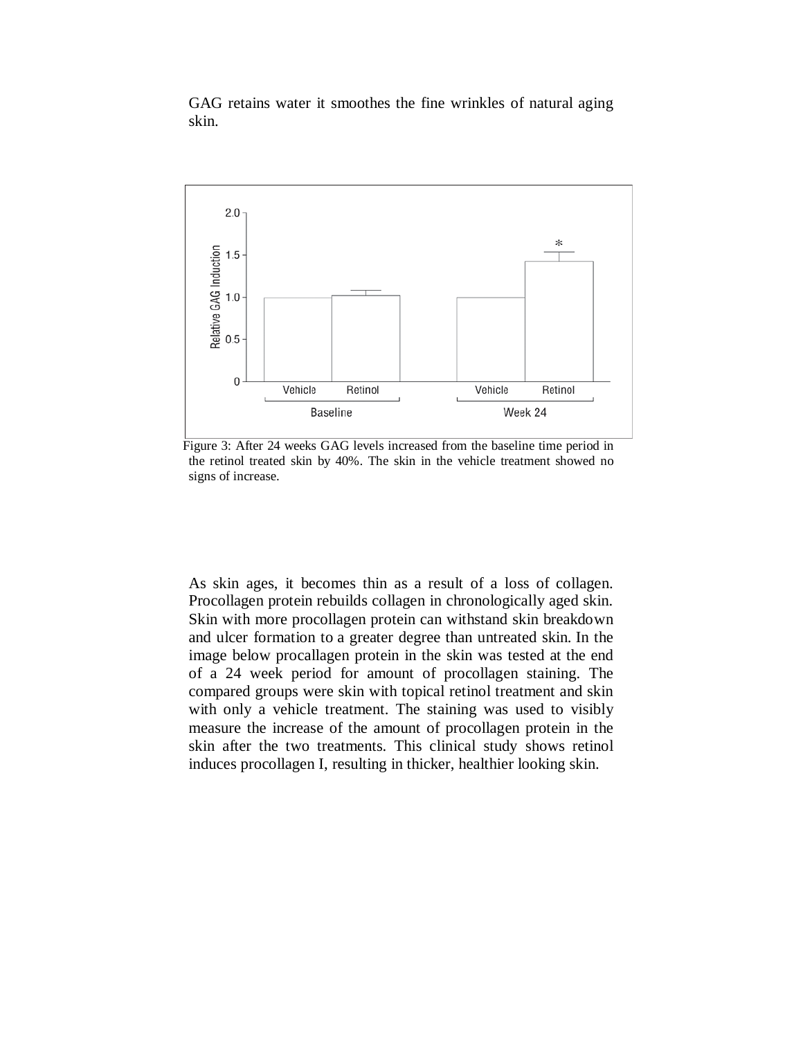GAG retains water it smoothes the fine wrinkles of natural aging skin.

Figure 3: After 24 weeks GAG levels increased from the baseline time period in the retinol treated skin by 40%. The skin in the vehicle treatment showed no signs of increase.

As skin ages, it becomes thin as a result of a loss of collagen. Procollagen protein rebuilds collagen in chronologically aged skin. Skin with more procollagen protein can withstand skin breakdown and ulcer formation to a greater degree than untreated skin. In the image below procallagen protein in the skin was tested at the end of a 24 week period for amount of procollagen staining. The compared groups were skin with topical retinol treatment and skin with only a vehicle treatment. The staining was used to visibly measure the increase of the amount of procollagen protein in the skin after the two treatments. This clinical study shows retinol induces procollagen I, resulting in thicker, healthier looking skin.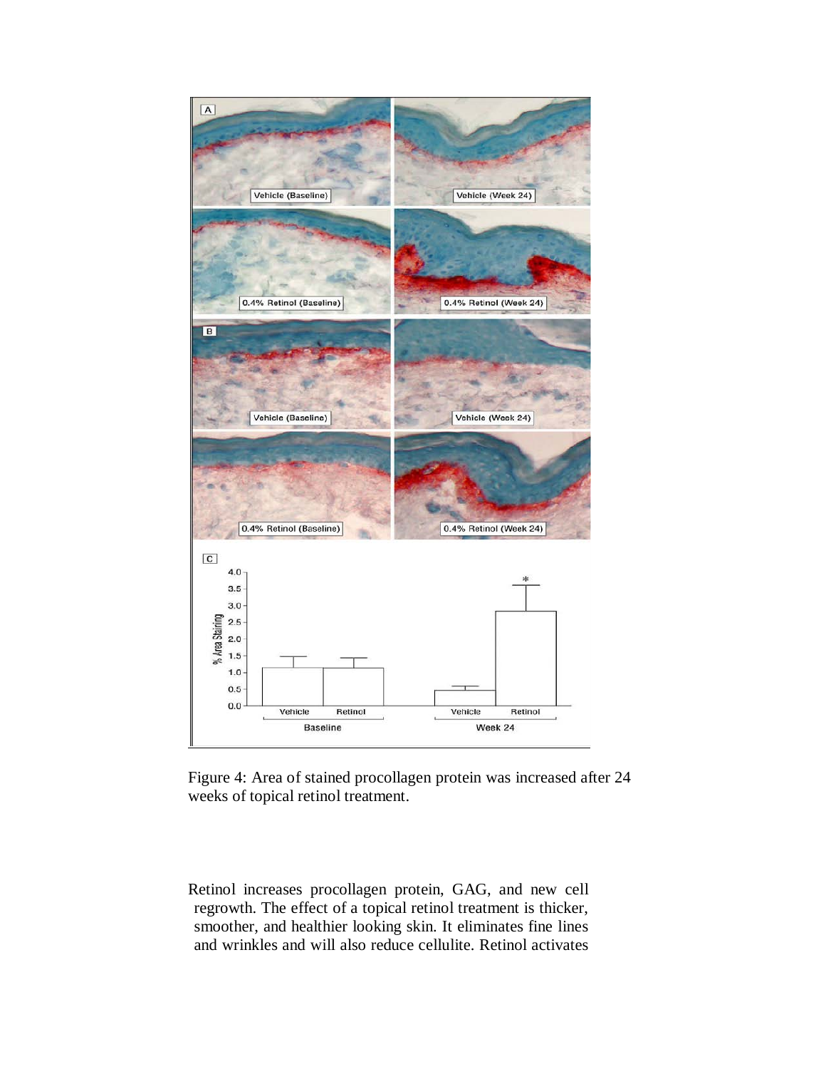Figure 4: Area of stained procollagen protein was increased after 24 weeks of topical retinol treatment.

Retinol increases procollagen protein, GAG, and new cell regrowth. The effect of a topical retinol treatment is thicker, smoother, and healthier looking skin. It eliminates fine lines and wrinkles and will also reduce cellulite. Retinol activates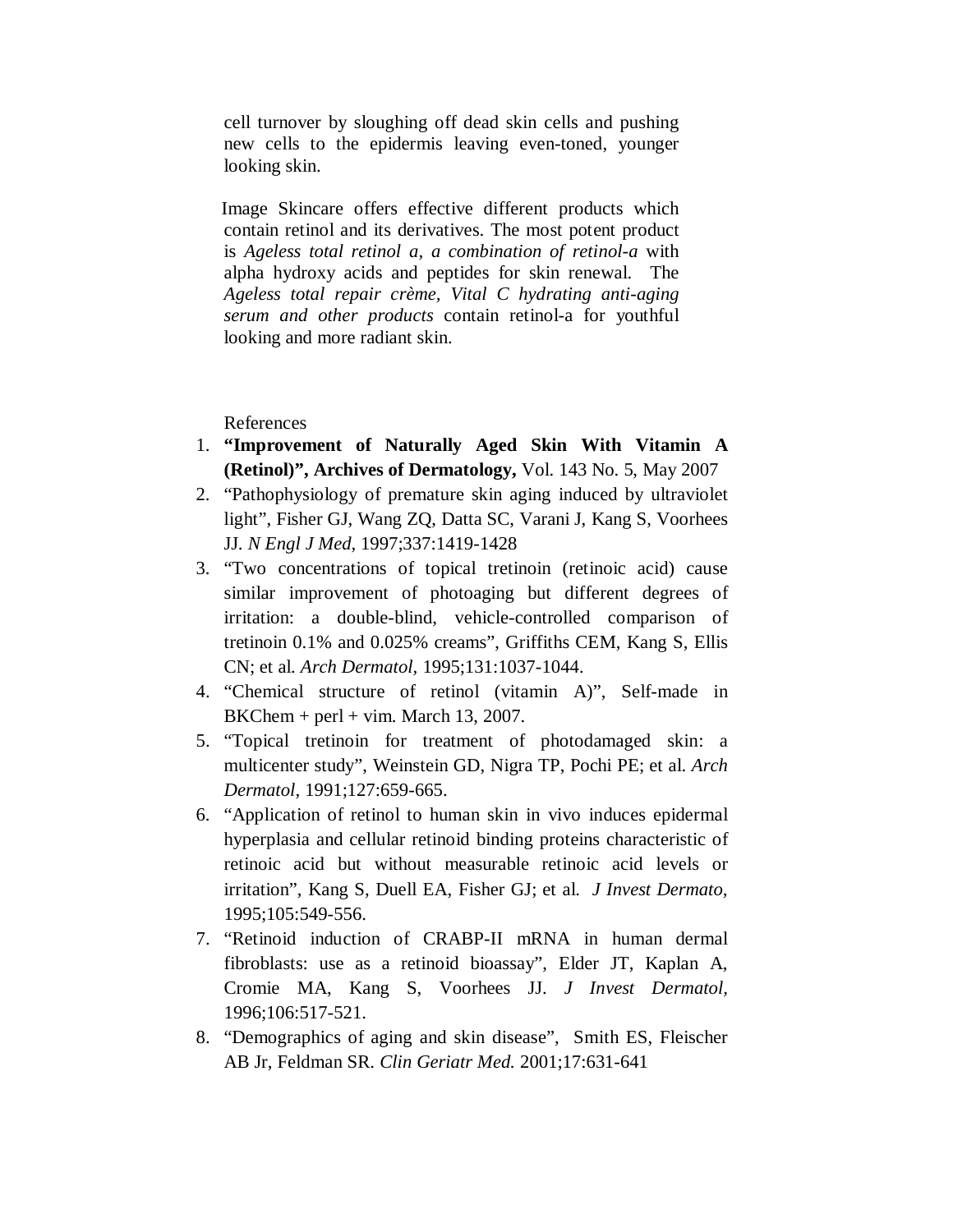cell turnover by sloughing off dead skin cells and pushing new cells to the epidermis leaving even-toned, younger looking skin.

Image Skincare offers effective different products which contain retinol and its derivatives. The most potent product is *Ageless total retinol a, a combination of retinol-a* with alpha hydroxy acids and peptides for skin renewal. The *Ageless total repair crème, Vital C hydrating anti-aging serum and other products* contain retinol-a for youthful looking and more radiant skin.

References

1. **"Improvement of Naturally Aged Skin With Vitamin A (Retinol)", Archives of Dermatology,** Vol. 143 No. 5, May 2007
2. "Pathophysiology of premature skin aging induced by ultraviolet light", Fisher GJ, Wang ZQ, Datta SC, Varani J, Kang S, Voorhees JJ. *N Engl J Med*, 1997;337:1419-1428
3. "Two concentrations of topical tretinoin (retinoic acid) cause similar improvement of photoaging but different degrees of irritation: a double-blind, vehicle-controlled comparison of tretinoin 0.1% and 0.025% creams", Griffiths CEM, Kang S, Ellis CN; et al. *Arch Dermatol*, 1995;131:1037-1044.
4. "Chemical structure of retinol (vitamin A)", Self-made in BKChem + perl + vim. March 13, 2007.
5. "Topical tretinoin for treatment of photodamaged skin: a multicenter study", Weinstein GD, Nigra TP, Pochi PE; et al. *Arch Dermatol*, 1991;127:659-665.
6. "Application of retinol to human skin in vivo induces epidermal hyperplasia and cellular retinoid binding proteins characteristic of retinoic acid but without measurable retinoic acid levels or irritation", Kang S, Duell EA, Fisher GJ; et al. *J Invest Dermato,* 1995;105:549-556.
7. "Retinoid induction of CRABP-II mRNA in human dermal fibroblasts: use as a retinoid bioassay", Elder JT, Kaplan A, Cromie MA, Kang S, Voorhees JJ. *J Invest Dermatol,* 1996;106:517-521.
8. "Demographics of aging and skin disease", Smith ES, Fleischer AB Jr, Feldman SR. *Clin Geriatr Med.* 2001;17:631-641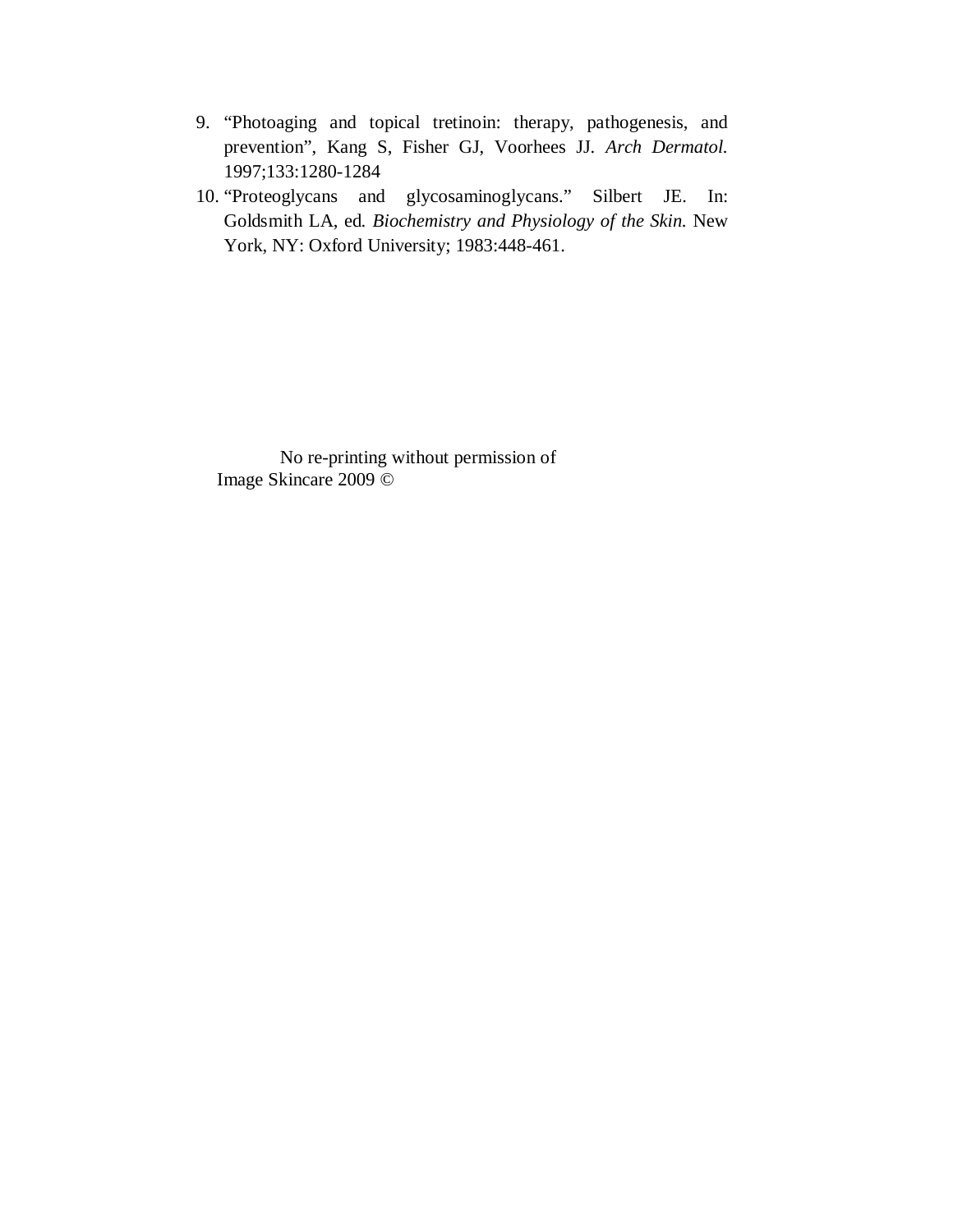9. "Photoaging and topical tretinoin: therapy, pathogenesis, and prevention", Kang S, Fisher GJ, Voorhees JJ. *Arch Dermatol.* 1997;133:1280-1284
10. "Proteoglycans and glycosaminoglycans." Silbert JE. In: Goldsmith LA, ed. *Biochemistry and Physiology of the Skin.* New York, NY: Oxford University; 1983:448-461.

No re-printing without permission of Image Skincare 2009 ©